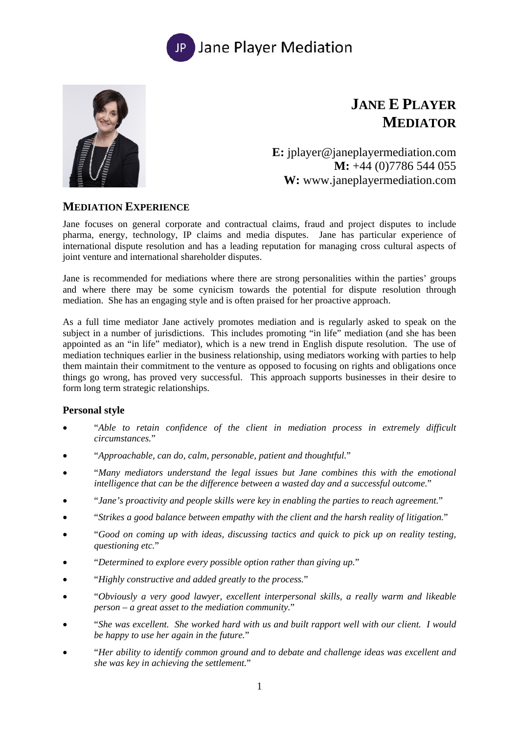JP Jane Player Mediation

# JANE E PLAYER
# MEDIATOR

**E:** jplayer@janeplayermediation.com
**M:** +44 (0)7786 544 055
**W:** www.janeplayermediation.com

## MEDIATION EXPERIENCE

Jane focuses on general corporate and contractual claims, fraud and project disputes to include pharma, energy, technology, IP claims and media disputes. Jane has particular experience of international dispute resolution and has a leading reputation for managing cross cultural aspects of joint venture and international shareholder disputes.

Jane is recommended for mediations where there are strong personalities within the parties' groups and where there may be some cynicism towards the potential for dispute resolution through mediation. She has an engaging style and is often praised for her proactive approach.

As a full time mediator Jane actively promotes mediation and is regularly asked to speak on the subject in a number of jurisdictions. This includes promoting "in life" mediation (and she has been appointed as an "in life" mediator), which is a new trend in English dispute resolution. The use of mediation techniques earlier in the business relationship, using mediators working with parties to help them maintain their commitment to the venture as opposed to focusing on rights and obligations once things go wrong, has proved very successful. This approach supports businesses in their desire to form long term strategic relationships.

### Personal style

- "*Able to retain confidence of the client in mediation process in extremely difficult circumstances.*"
- "*Approachable, can do, calm, personable, patient and thoughtful.*"
- "*Many mediators understand the legal issues but Jane combines this with the emotional intelligence that can be the difference between a wasted day and a successful outcome.*"
- "*Jane's proactivity and people skills were key in enabling the parties to reach agreement.*"
- "*Strikes a good balance between empathy with the client and the harsh reality of litigation.*"
- "*Good on coming up with ideas, discussing tactics and quick to pick up on reality testing, questioning etc.*"
- "*Determined to explore every possible option rather than giving up.*"
- "*Highly constructive and added greatly to the process.*"
- "*Obviously a very good lawyer, excellent interpersonal skills, a really warm and likeable person – a great asset to the mediation community.*"
- "*She was excellent. She worked hard with us and built rapport well with our client. I would be happy to use her again in the future.*"
- "*Her ability to identify common ground and to debate and challenge ideas was excellent and she was key in achieving the settlement.*"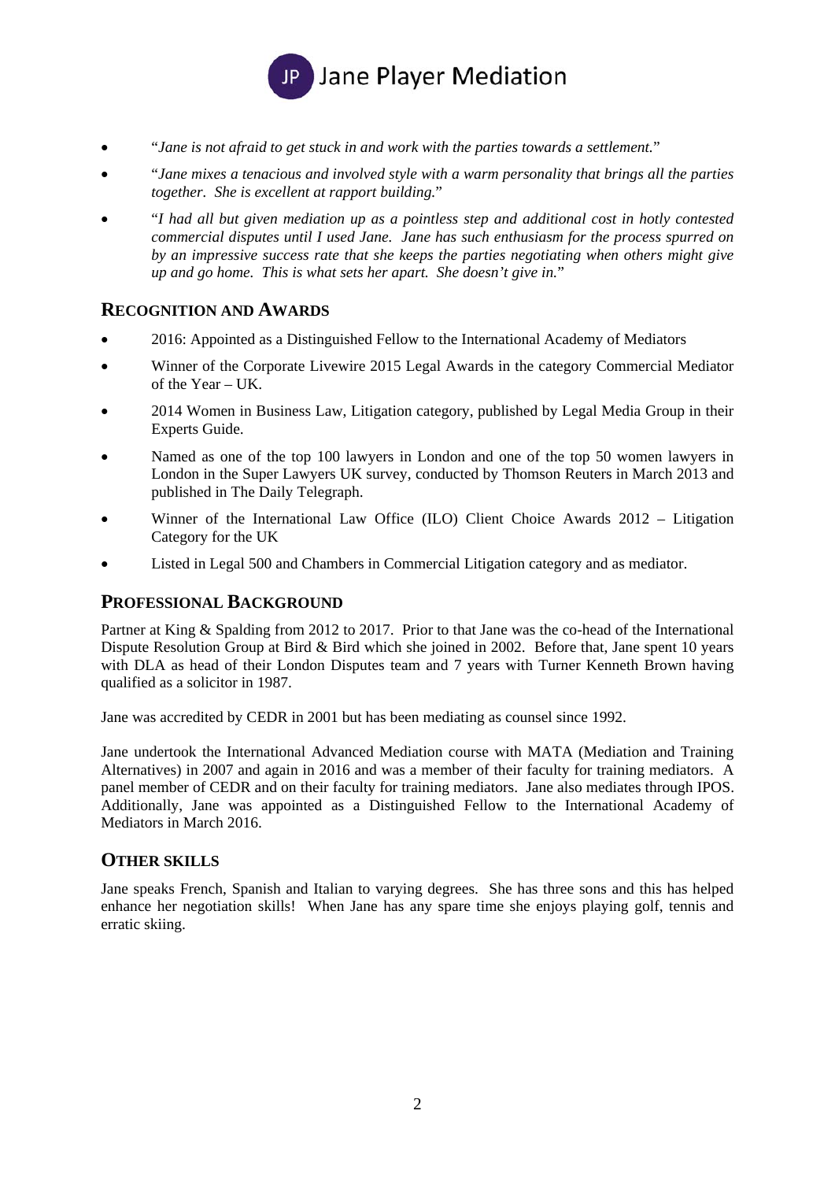- "*Jane is not afraid to get stuck in and work with the parties towards a settlement.*"
- "*Jane mixes a tenacious and involved style with a warm personality that brings all the parties together. She is excellent at rapport building.*"
- "*I had all but given mediation up as a pointless step and additional cost in hotly contested commercial disputes until I used Jane. Jane has such enthusiasm for the process spurred on by an impressive success rate that she keeps the parties negotiating when others might give up and go home. This is what sets her apart. She doesn't give in.*"

## Recognition and Awards

- 2016: Appointed as a Distinguished Fellow to the International Academy of Mediators
- Winner of the Corporate Livewire 2015 Legal Awards in the category Commercial Mediator of the Year – UK.
- 2014 Women in Business Law, Litigation category, published by Legal Media Group in their Experts Guide.
- Named as one of the top 100 lawyers in London and one of the top 50 women lawyers in London in the Super Lawyers UK survey, conducted by Thomson Reuters in March 2013 and published in The Daily Telegraph.
- Winner of the International Law Office (ILO) Client Choice Awards 2012 – Litigation Category for the UK
- Listed in Legal 500 and Chambers in Commercial Litigation category and as mediator.

## Professional Background

Partner at King & Spalding from 2012 to 2017. Prior to that Jane was the co-head of the International Dispute Resolution Group at Bird & Bird which she joined in 2002. Before that, Jane spent 10 years with DLA as head of their London Disputes team and 7 years with Turner Kenneth Brown having qualified as a solicitor in 1987.

Jane was accredited by CEDR in 2001 but has been mediating as counsel since 1992.

Jane undertook the International Advanced Mediation course with MATA (Mediation and Training Alternatives) in 2007 and again in 2016 and was a member of their faculty for training mediators. A panel member of CEDR and on their faculty for training mediators. Jane also mediates through IPOS. Additionally, Jane was appointed as a Distinguished Fellow to the International Academy of Mediators in March 2016.

## Other Skills

Jane speaks French, Spanish and Italian to varying degrees. She has three sons and this has helped enhance her negotiation skills! When Jane has any spare time she enjoys playing golf, tennis and erratic skiing.